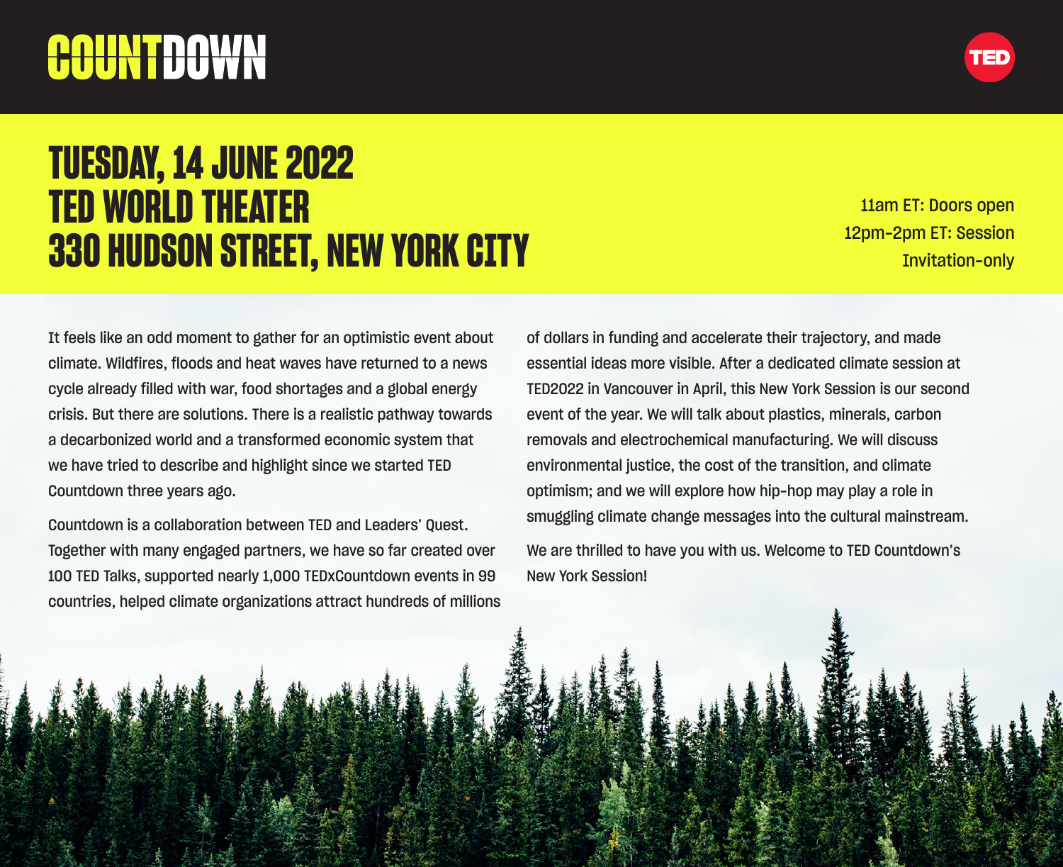# COUNTDOWN

TED

## TUESDAY, 14 JUNE 2022
## TED WORLD THEATER
## 330 HUDSON STREET, NEW YORK CITY

11am ET: Doors open
12pm-2pm ET: Session
Invitation-only

It feels like an odd moment to gather for an optimistic event about climate. Wildfires, floods and heat waves have returned to a news cycle already filled with war, food shortages and a global energy crisis. But there are solutions. There is a realistic pathway towards a decarbonized world and a transformed economic system that we have tried to describe and highlight since we started TED Countdown three years ago.

Countdown is a collaboration between TED and Leaders' Quest. Together with many engaged partners, we have so far created over 100 TED Talks, supported nearly 1,000 TEDxCountdown events in 99 countries, helped climate organizations attract hundreds of millions of dollars in funding and accelerate their trajectory, and made essential ideas more visible. After a dedicated climate session at TED2022 in Vancouver in April, this New York Session is our second event of the year. We will talk about plastics, minerals, carbon removals and electrochemical manufacturing. We will discuss environmental justice, the cost of the transition, and climate optimism; and we will explore how hip-hop may play a role in smuggling climate change messages into the cultural mainstream.

We are thrilled to have you with us. Welcome to TED Countdown's New York Session!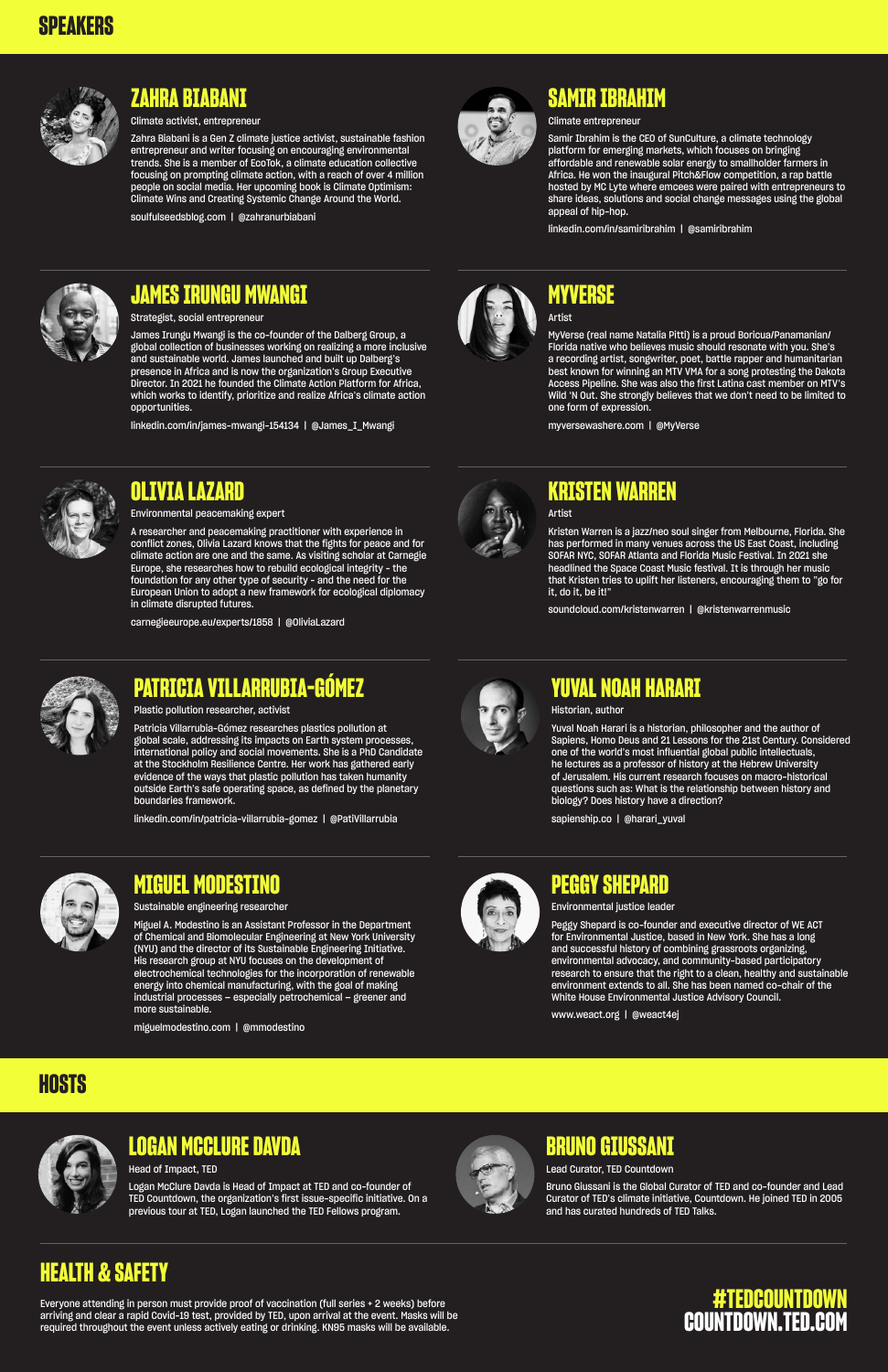# SPEAKERS

## ZAHRA BIABANI

Climate activist, entrepreneur

Zahra Biabani is a Gen Z climate justice activist, sustainable fashion entrepreneur and writer focusing on encouraging environmental trends. She is a member of EcoTok, a climate education collective focusing on prompting climate action, with a reach of over 4 million people on social media. Her upcoming book is Climate Optimism: Climate Wins and Creating Systemic Change Around the World.

soulfulseedsblog.com | @zahranurbiabani

## SAMIR IBRAHIM

Climate entrepreneur

Samir Ibrahim is the CEO of SunCulture, a climate technology platform for emerging markets, which focuses on bringing affordable and renewable solar energy to smallholder farmers in Africa. He won the inaugural Pitch&Flow competition, a rap battle hosted by MC Lyte where emcees were paired with entrepreneurs to share ideas, solutions and social change messages using the global appeal of hip-hop.

linkedin.com/in/samiribrahim | @samiribrahim

## JAMES IRUNGU MWANGI

Strategist, social entrepreneur

James Irungu Mwangi is the co-founder of the Dalberg Group, a global collection of businesses working on realizing a more inclusive and sustainable world. James launched and built up Dalberg's presence in Africa and is now the organization's Group Executive Director. In 2021 he founded the Climate Action Platform for Africa, which works to identify, prioritize and realize Africa's climate action opportunities.

linkedin.com/in/james-mwangi-154134 | @James_I_Mwangi

## MYVERSE

Artist

MyVerse (real name Natalia Pitti) is a proud Boricua/Panamanian/Florida native who believes music should resonate with you. She's a recording artist, songwriter, poet, battle rapper and humanitarian best known for winning an MTV VMA for a song protesting the Dakota Access Pipeline. She was also the first Latina cast member on MTV's Wild 'N Out. She strongly believes that we don't need to be limited to one form of expression.

myversewashere.com | @MyVerse

## OLIVIA LAZARD

Environmental peacemaking expert

A researcher and peacemaking practitioner with experience in conflict zones, Olivia Lazard knows that the fights for peace and for climate action are one and the same. As visiting scholar at Carnegie Europe, she researches how to rebuild ecological integrity - the foundation for any other type of security - and the need for the European Union to adopt a new framework for ecological diplomacy in climate disrupted futures.

carnegieeurope.eu/experts/1858 | @OliviaLazard

## KRISTEN WARREN

Artist

Kristen Warren is a jazz/neo soul singer from Melbourne, Florida. She has performed in many venues across the US East Coast, including SOFAR NYC, SOFAR Atlanta and Florida Music Festival. In 2021 she headlined the Space Coast Music festival. It is through her music that Kristen tries to uplift her listeners, encouraging them to "go for it, do it, be it!"

soundcloud.com/kristenwarren | @kristenwarrenmusic

## PATRICIA VILLARRUBIA-GÓMEZ

Plastic pollution researcher, activist

Patricia Villarrubia-Gómez researches plastics pollution at global scale, addressing its impacts on Earth system processes, international policy and social movements. She is a PhD Candidate at the Stockholm Resilience Centre. Her work has gathered early evidence of the ways that plastic pollution has taken humanity outside Earth's safe operating space, as defined by the planetary boundaries framework.

linkedin.com/in/patricia-villarrubia-gomez | @PatiVillarrubia

## YUVAL NOAH HARARI

Historian, author

Yuval Noah Harari is a historian, philosopher and the author of Sapiens, Homo Deus and 21 Lessons for the 21st Century. Considered one of the world's most influential global public intellectuals, he lectures as a professor of history at the Hebrew University of Jerusalem. His current research focuses on macro-historical questions such as: What is the relationship between history and biology? Does history have a direction?

sapienship.co | @harari_yuval

## MIGUEL MODESTINO

Sustainable engineering researcher

Miguel A. Modestino is an Assistant Professor in the Department of Chemical and Biomolecular Engineering at New York University (NYU) and the director of its Sustainable Engineering Initiative. His research group at NYU focuses on the development of electrochemical technologies for the incorporation of renewable energy into chemical manufacturing, with the goal of making industrial processes – especially petrochemical – greener and more sustainable.

miguelmodestino.com | @mmodestino

## PEGGY SHEPARD

Environmental justice leader

Peggy Shepard is co-founder and executive director of WE ACT for Environmental Justice, based in New York. She has a long and successful history of combining grassroots organizing, environmental advocacy, and community-based participatory research to ensure that the right to a clean, healthy and sustainable environment extends to all. She has been named co-chair of the White House Environmental Justice Advisory Council.

www.weact.org | @weact4ej

# HOSTS

## LOGAN MCCLURE DAVDA

Head of Impact, TED

Logan McClure Davda is Head of Impact at TED and co-founder of TED Countdown, the organization's first issue-specific initiative. On a previous tour at TED, Logan launched the TED Fellows program.

## BRUNO GIUSSANI

Lead Curator, TED Countdown

Bruno Giussani is the Global Curator of TED and co-founder and Lead Curator of TED's climate initiative, Countdown. He joined TED in 2005 and has curated hundreds of TED Talks.

# HEALTH & SAFETY

Everyone attending in person must provide proof of vaccination (full series + 2 weeks) before arriving and clear a rapid Covid-19 test, provided by TED, upon arrival at the event. Masks will be required throughout the event unless actively eating or drinking. KN95 masks will be available.

#TEDCOUNTDOWN
COUNTDOWN.TED.COM